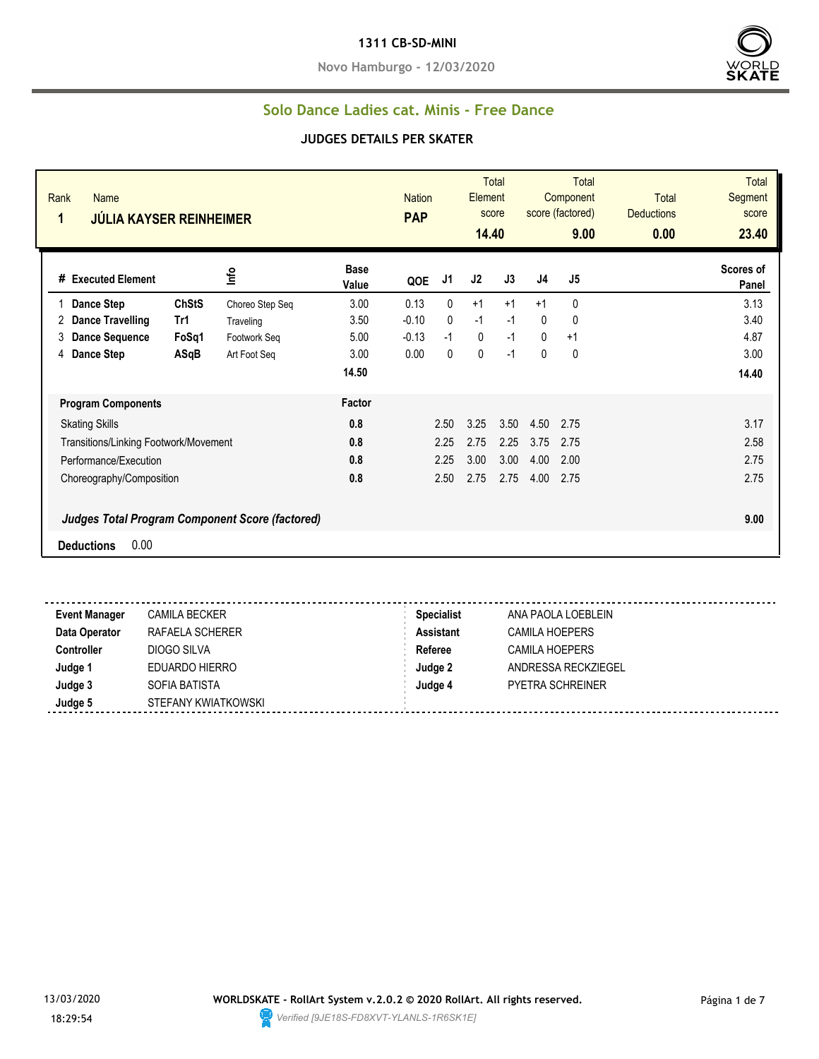**1311 CB-SD-MINI**

**Novo Hamburgo - 12/03/2020**

## Solo Dance Ladies cat. Minis - Free Dance

### JUDGES DETAILS PER SKATER

| Rank | Name | Nation | Total Element score | Total Component score (factored) | Total Deductions | Total Segment score |
|---|---|---|---|---|---|---|
| 1 | JÚLIA KAYSER REINHEIMER | PAP | 14.40 | 9.00 | 0.00 | 23.40 |

| # | Executed Element | | Info | Base Value | QOE | J1 | J2 | J3 | J4 | J5 | Scores of Panel |
|---|---|---|---|---|---|---|---|---|---|---|---|
| 1 | Dance Step | ChStS | Choreo Step Seq | 3.00 | 0.13 | 0 | +1 | +1 | +1 | 0 | 3.13 |
| 2 | Dance Travelling | Tr1 | Traveling | 3.50 | -0.10 | 0 | -1 | -1 | 0 | 0 | 3.40 |
| 3 | Dance Sequence | FoSq1 | Footwork Seq | 5.00 | -0.13 | -1 | 0 | -1 | 0 | +1 | 4.87 |
| 4 | Dance Step | ASqB | Art Foot Seq | 3.00 | 0.00 | 0 | 0 | -1 | 0 | 0 | 3.00 |
| | | | | 14.50 | | | | | | | 14.40 |

| Program Components | Factor | J1 | J2 | J3 | J4 | J5 | |
|---|---|---|---|---|---|---|---|
| Skating Skills | 0.8 | 2.50 | 3.25 | 3.50 | 4.50 | 2.75 | 3.17 |
| Transitions/Linking Footwork/Movement | 0.8 | 2.25 | 2.75 | 2.25 | 3.75 | 2.75 | 2.58 |
| Performance/Execution | 0.8 | 2.25 | 3.00 | 3.00 | 4.00 | 2.00 | 2.75 |
| Choreography/Composition | 0.8 | 2.50 | 2.75 | 2.75 | 4.00 | 2.75 | 2.75 |
| ***Judges Total Program Component Score (factored)*** | | | | | | | 9.00 |

**Deductions** 0.00

| | | | |
|---|---|---|---|
| **Event Manager** | CAMILA BECKER | **Specialist** | ANA PAOLA LOEBLEIN |
| **Data Operator** | RAFAELA SCHERER | **Assistant** | CAMILA HOEPERS |
| **Controller** | DIOGO SILVA | **Referee** | CAMILA HOEPERS |
| **Judge 1** | EDUARDO HIERRO | **Judge 2** | ANDRESSA RECKZIEGEL |
| **Judge 3** | SOFIA BATISTA | **Judge 4** | PYETRA SCHREINER |
| **Judge 5** | STEFANY KWIATKOWSKI | | |

13/03/2020 18:29:54

**WORLDSKATE - RollArt System v.2.0.2 © 2020 RollArt. All rights reserved.**

*Verified [9JE18S-FD8XVT-YLANLS-1R6SK1E]*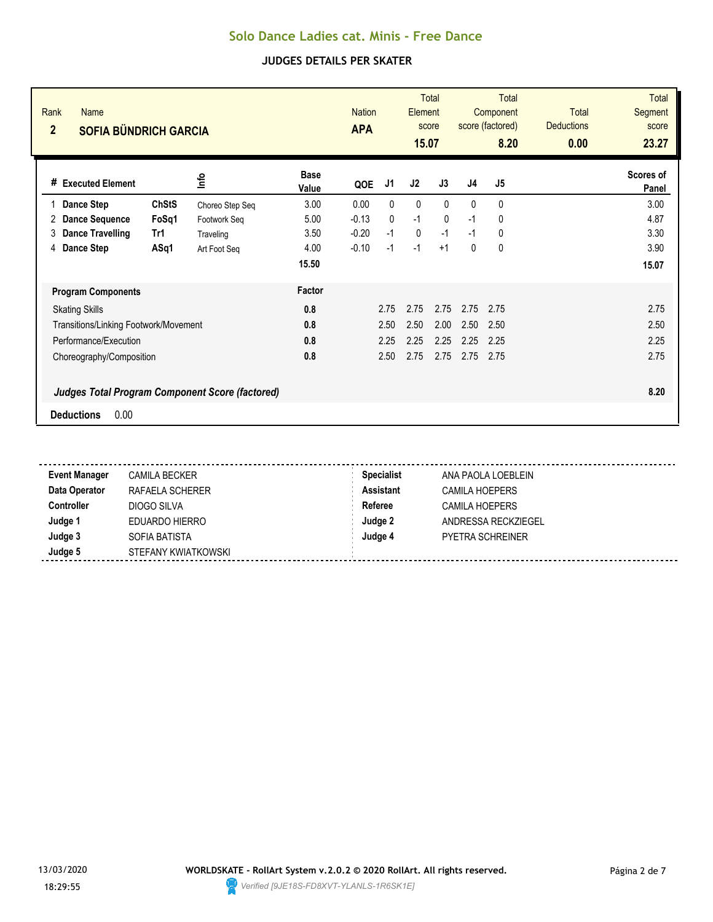# Solo Dance Ladies cat. Minis - Free Dance

## JUDGES DETAILS PER SKATER

| Rank | Name | Nation | Total Element score | Total Component score (factored) | Total Deductions | Total Segment score |
|---|---|---|---|---|---|---|
| 2 | SOFIA BÜNDRICH GARCIA | APA | 15.07 | 8.20 | 0.00 | 23.27 |

| # | Executed Element | | Info | Base Value | QOE | J1 | J2 | J3 | J4 | J5 | Scores of Panel |
|---|---|---|---|---|---|---|---|---|---|---|---|
| 1 | Dance Step | ChStS | Choreo Step Seq | 3.00 | 0.00 | 0 | 0 | 0 | 0 | 0 | 3.00 |
| 2 | Dance Sequence | FoSq1 | Footwork Seq | 5.00 | -0.13 | 0 | -1 | 0 | -1 | 0 | 4.87 |
| 3 | Dance Travelling | Tr1 | Traveling | 3.50 | -0.20 | -1 | 0 | -1 | -1 | 0 | 3.30 |
| 4 | Dance Step | ASq1 | Art Foot Seq | 4.00 | -0.10 | -1 | -1 | +1 | 0 | 0 | 3.90 |
| | | | | 15.50 | | | | | | | 15.07 |

| Program Components | Factor | J1 | J2 | J3 | J4 | J5 | |
|---|---|---|---|---|---|---|---|
| Skating Skills | 0.8 | 2.75 | 2.75 | 2.75 | 2.75 | 2.75 | 2.75 |
| Transitions/Linking Footwork/Movement | 0.8 | 2.50 | 2.50 | 2.00 | 2.50 | 2.50 | 2.50 |
| Performance/Execution | 0.8 | 2.25 | 2.25 | 2.25 | 2.25 | 2.25 | 2.25 |
| Choreography/Composition | 0.8 | 2.50 | 2.75 | 2.75 | 2.75 | 2.75 | 2.75 |
| ***Judges Total Program Component Score (factored)*** | | | | | | | 8.20 |

**Deductions** 0.00

| | | | |
|---|---|---|---|
| **Event Manager** | CAMILA BECKER | **Specialist** | ANA PAOLA LOEBLEIN |
| **Data Operator** | RAFAELA SCHERER | **Assistant** | CAMILA HOEPERS |
| **Controller** | DIOGO SILVA | **Referee** | CAMILA HOEPERS |
| **Judge 1** | EDUARDO HIERRO | **Judge 2** | ANDRESSA RECKZIEGEL |
| **Judge 3** | SOFIA BATISTA | **Judge 4** | PYETRA SCHREINER |
| **Judge 5** | STEFANY KWIATKOWSKI | | |

13/03/2020 18:29:55

**WORLDSKATE - RollArt System v.2.0.2 © 2020 RollArt. All rights reserved.**

*Verified [9JE18S-FD8XVT-YLANLS-1R6SK1E]*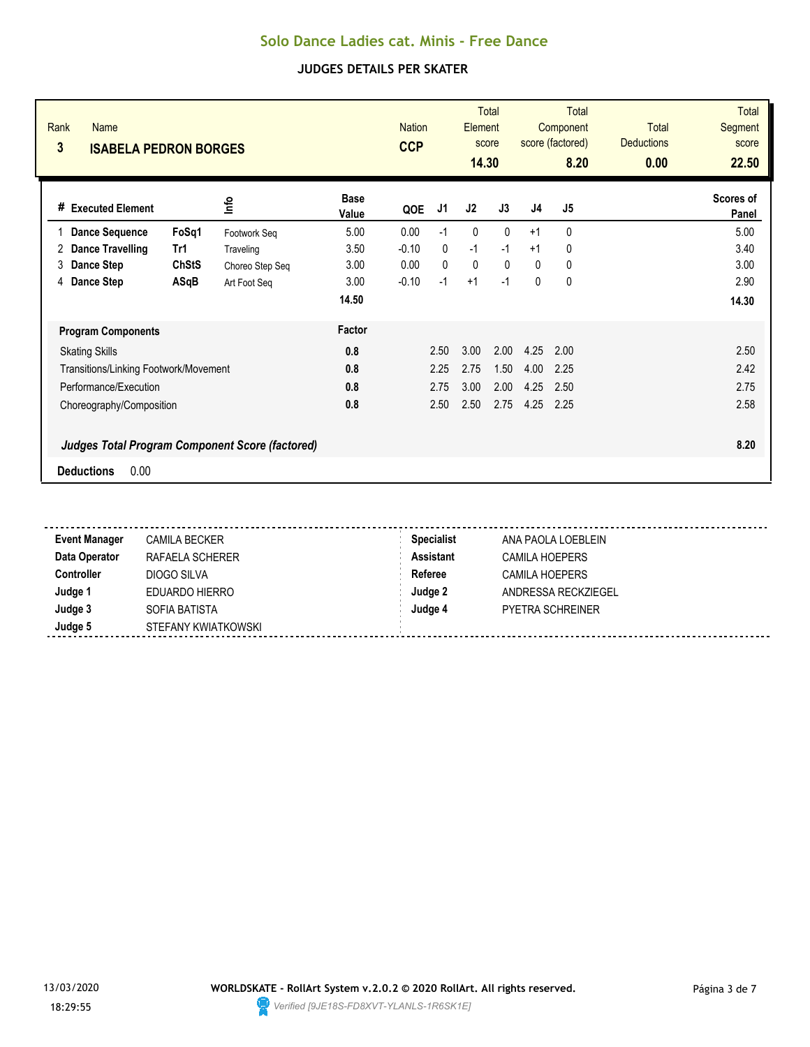# Solo Dance Ladies cat. Minis - Free Dance

## JUDGES DETAILS PER SKATER

| Rank | Name | Nation | Total Element score | Total Component score (factored) | Total Deductions | Total Segment score |
|---|---|---|---|---|---|---|
| 3 | ISABELA PEDRON BORGES | CCP | 14.30 | 8.20 | 0.00 | 22.50 |

| # | Executed Element | | Info | Base Value | QOE | J1 | J2 | J3 | J4 | J5 | Scores of Panel |
|---|---|---|---|---|---|---|---|---|---|---|---|
| 1 | Dance Sequence | FoSq1 | Footwork Seq | 5.00 | 0.00 | -1 | 0 | 0 | +1 | 0 | 5.00 |
| 2 | Dance Travelling | Tr1 | Traveling | 3.50 | -0.10 | 0 | -1 | -1 | +1 | 0 | 3.40 |
| 3 | Dance Step | ChStS | Choreo Step Seq | 3.00 | 0.00 | 0 | 0 | 0 | 0 | 0 | 3.00 |
| 4 | Dance Step | ASqB | Art Foot Seq | 3.00 | -0.10 | -1 | +1 | -1 | 0 | 0 | 2.90 |
| | | | | 14.50 | | | | | | | 14.30 |

| Program Components | Factor | J1 | J2 | J3 | J4 | J5 | Scores of Panel |
|---|---|---|---|---|---|---|---|
| Skating Skills | 0.8 | 2.50 | 3.00 | 2.00 | 4.25 | 2.00 | 2.50 |
| Transitions/Linking Footwork/Movement | 0.8 | 2.25 | 2.75 | 1.50 | 4.00 | 2.25 | 2.42 |
| Performance/Execution | 0.8 | 2.75 | 3.00 | 2.00 | 4.25 | 2.50 | 2.75 |
| Choreography/Composition | 0.8 | 2.50 | 2.50 | 2.75 | 4.25 | 2.25 | 2.58 |

***Judges Total Program Component Score (factored)*** **8.20**

**Deductions** 0.00

| | | | |
|---|---|---|---|
| **Event Manager** | CAMILA BECKER | **Specialist** | ANA PAOLA LOEBLEIN |
| **Data Operator** | RAFAELA SCHERER | **Assistant** | CAMILA HOEPERS |
| **Controller** | DIOGO SILVA | **Referee** | CAMILA HOEPERS |
| **Judge 1** | EDUARDO HIERRO | **Judge 2** | ANDRESSA RECKZIEGEL |
| **Judge 3** | SOFIA BATISTA | **Judge 4** | PYETRA SCHREINER |
| **Judge 5** | STEFANY KWIATKOWSKI | | |

13/03/2020 18:29:55

**WORLDSKATE - RollArt System v.2.0.2 © 2020 RollArt. All rights reserved.**

*Verified [9JE18S-FD8XVT-YLANLS-1R6SK1E]*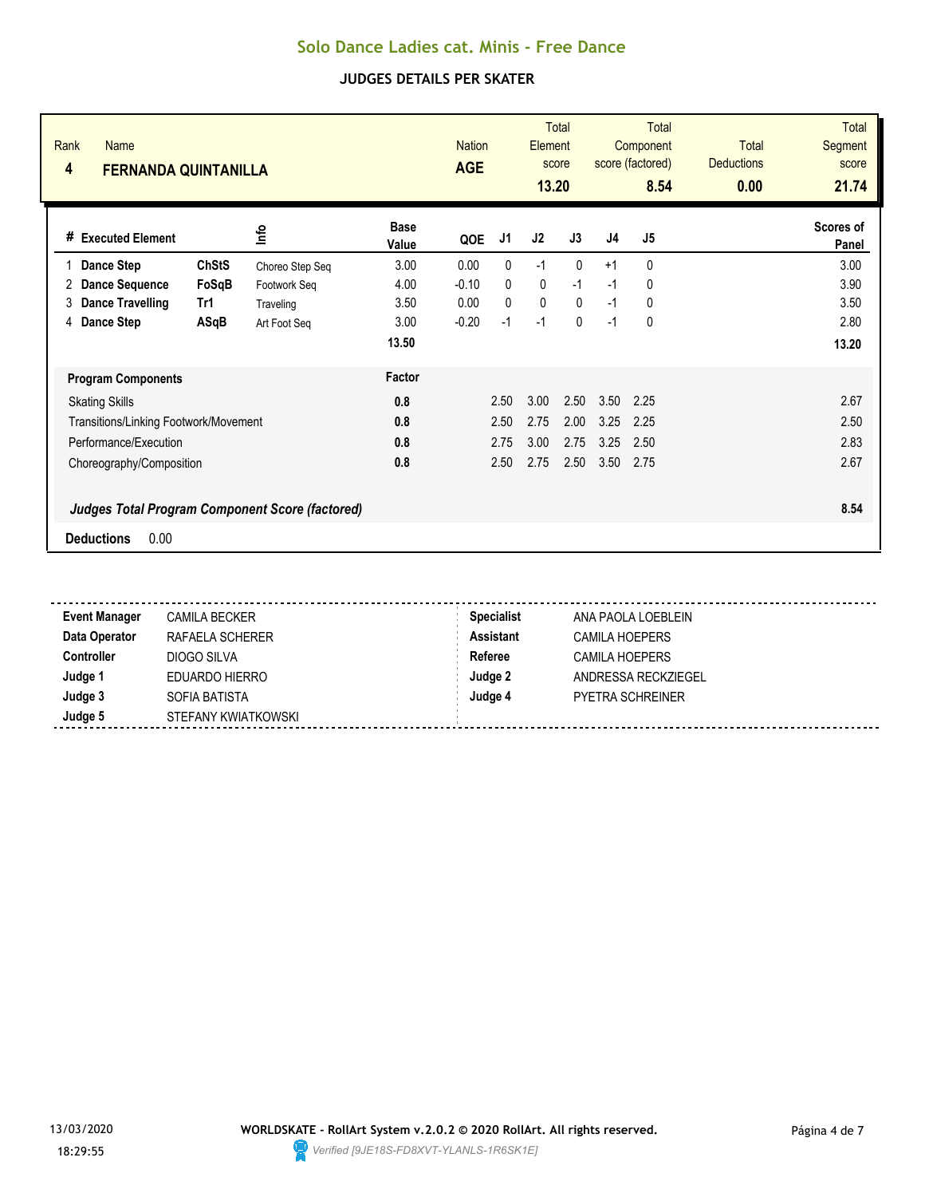# Solo Dance Ladies cat. Minis - Free Dance

## JUDGES DETAILS PER SKATER

| Rank | Name | Nation | Total Element score | Total Component score (factored) | Total Deductions | Total Segment score |
|---|---|---|---|---|---|---|
| 4 | FERNANDA QUINTANILLA | AGE | 13.20 | 8.54 | 0.00 | 21.74 |

| # | Executed Element | | Info | Base Value | QOE | J1 | J2 | J3 | J4 | J5 | Scores of Panel |
|---|---|---|---|---|---|---|---|---|---|---|---|
| 1 | Dance Step | ChStS | Choreo Step Seq | 3.00 | 0.00 | 0 | -1 | 0 | +1 | 0 | 3.00 |
| 2 | Dance Sequence | FoSqB | Footwork Seq | 4.00 | -0.10 | 0 | 0 | -1 | -1 | 0 | 3.90 |
| 3 | Dance Travelling | Tr1 | Traveling | 3.50 | 0.00 | 0 | 0 | 0 | -1 | 0 | 3.50 |
| 4 | Dance Step | ASqB | Art Foot Seq | 3.00 | -0.20 | -1 | -1 | 0 | -1 | 0 | 2.80 |
| | | | | 13.50 | | | | | | | 13.20 |

| Program Components | Factor | J1 | J2 | J3 | J4 | J5 | Scores of Panel |
|---|---|---|---|---|---|---|---|
| Skating Skills | 0.8 | 2.50 | 3.00 | 2.50 | 3.50 | 2.25 | 2.67 |
| Transitions/Linking Footwork/Movement | 0.8 | 2.50 | 2.75 | 2.00 | 3.25 | 2.25 | 2.50 |
| Performance/Execution | 0.8 | 2.75 | 3.00 | 2.75 | 3.25 | 2.50 | 2.83 |
| Choreography/Composition | 0.8 | 2.50 | 2.75 | 2.50 | 3.50 | 2.75 | 2.67 |

***Judges Total Program Component Score (factored)*** **8.54**

**Deductions** 0.00

| | | | |
|---|---|---|---|
| **Event Manager** | CAMILA BECKER | **Specialist** | ANA PAOLA LOEBLEIN |
| **Data Operator** | RAFAELA SCHERER | **Assistant** | CAMILA HOEPERS |
| **Controller** | DIOGO SILVA | **Referee** | CAMILA HOEPERS |
| **Judge 1** | EDUARDO HIERRO | **Judge 2** | ANDRESSA RECKZIEGEL |
| **Judge 3** | SOFIA BATISTA | **Judge 4** | PYETRA SCHREINER |
| **Judge 5** | STEFANY KWIATKOWSKI | | |

13/03/2020 18:29:55

**WORLDSKATE - RollArt System v.2.0.2 © 2020 RollArt. All rights reserved.**

*Verified [9JE18S-FD8XVT-YLANLS-1R6SK1E]*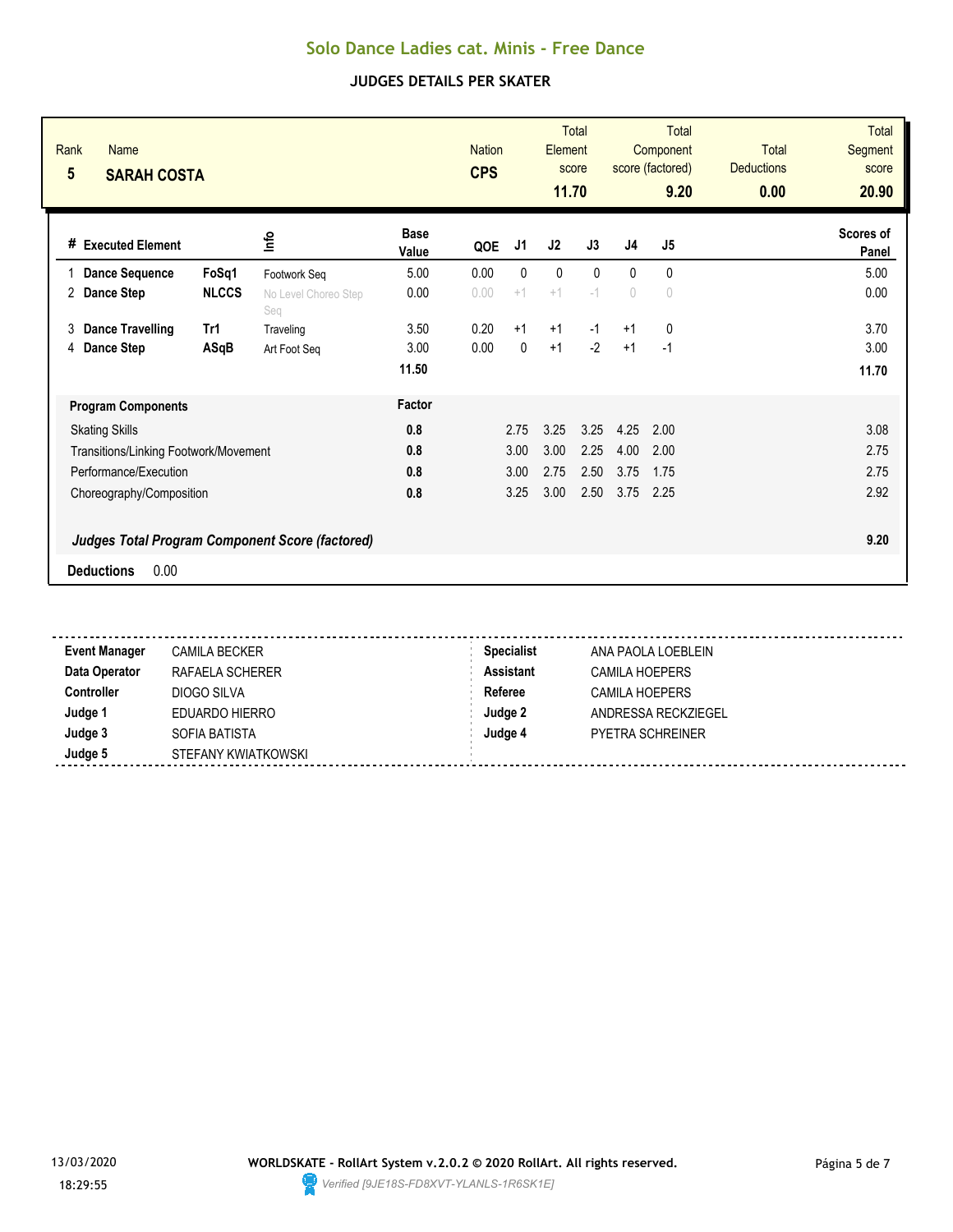# Solo Dance Ladies cat. Minis - Free Dance

## JUDGES DETAILS PER SKATER

| Rank | Name | Nation | Total Element score | Total Component score (factored) | Total Deductions | Total Segment score |
|---|---|---|---|---|---|---|
| 5 | SARAH COSTA | CPS | 11.70 | 9.20 | 0.00 | 20.90 |

| # | Executed Element | | Info | Base Value | QOE | J1 | J2 | J3 | J4 | J5 | Scores of Panel |
|---|---|---|---|---|---|---|---|---|---|---|---|
| 1 | Dance Sequence | FoSq1 | Footwork Seq | 5.00 | 0.00 | 0 | 0 | 0 | 0 | 0 | 5.00 |
| 2 | Dance Step | NLCCS | No Level Choreo Step Seq | 0.00 | 0.00 | +1 | +1 | -1 | 0 | 0 | 0.00 |
| 3 | Dance Travelling | Tr1 | Traveling | 3.50 | 0.20 | +1 | +1 | -1 | +1 | 0 | 3.70 |
| 4 | Dance Step | ASqB | Art Foot Seq | 3.00 | 0.00 | 0 | +1 | -2 | +1 | -1 | 3.00 |
| | | | | 11.50 | | | | | | | 11.70 |

| Program Components | Factor | J1 | J2 | J3 | J4 | J5 | |
|---|---|---|---|---|---|---|---|
| Skating Skills | 0.8 | 2.75 | 3.25 | 3.25 | 4.25 | 2.00 | 3.08 |
| Transitions/Linking Footwork/Movement | 0.8 | 3.00 | 3.00 | 2.25 | 4.00 | 2.00 | 2.75 |
| Performance/Execution | 0.8 | 3.00 | 2.75 | 2.50 | 3.75 | 1.75 | 2.75 |
| Choreography/Composition | 0.8 | 3.25 | 3.00 | 2.50 | 3.75 | 2.25 | 2.92 |
| *Judges Total Program Component Score (factored)* | | | | | | | 9.20 |

**Deductions** 0.00

| | | | |
|---|---|---|---|
| **Event Manager** | CAMILA BECKER | **Specialist** | ANA PAOLA LOEBLEIN |
| **Data Operator** | RAFAELA SCHERER | **Assistant** | CAMILA HOEPERS |
| **Controller** | DIOGO SILVA | **Referee** | CAMILA HOEPERS |
| **Judge 1** | EDUARDO HIERRO | **Judge 2** | ANDRESSA RECKZIEGEL |
| **Judge 3** | SOFIA BATISTA | **Judge 4** | PYETRA SCHREINER |
| **Judge 5** | STEFANY KWIATKOWSKI | | |

13/03/2020 18:29:55

WORLDSKATE - RollArt System v.2.0.2 © 2020 RollArt. All rights reserved.

Verified [9JE18S-FD8XVT-YLANLS-1R6SK1E]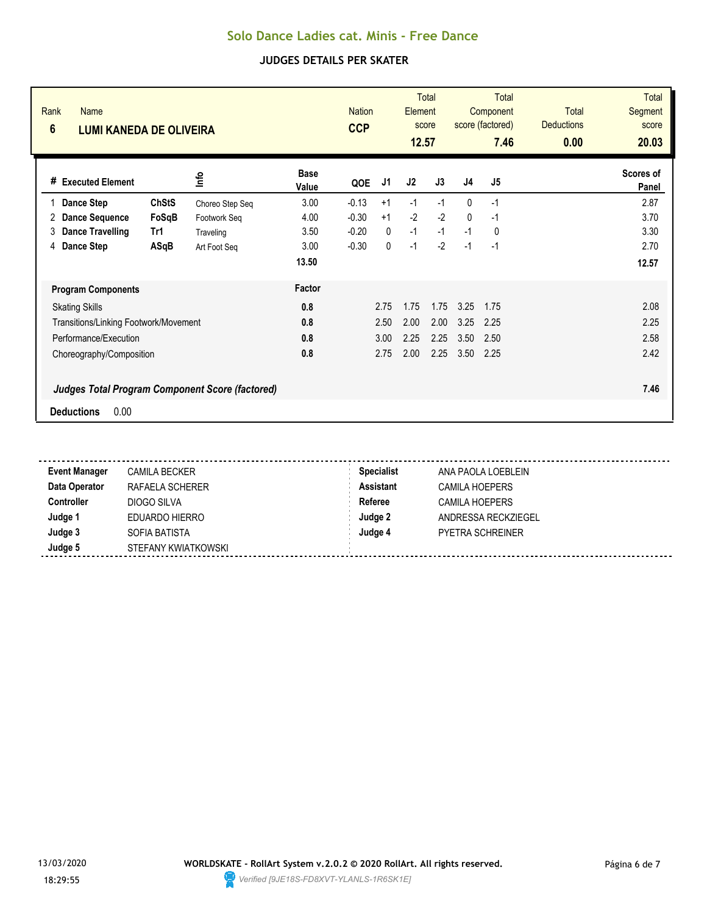# Solo Dance Ladies cat. Minis - Free Dance

## JUDGES DETAILS PER SKATER

| Rank | Name | Nation | Total Element score | Total Component score (factored) | Total Deductions | Total Segment score |
|---|---|---|---|---|---|---|
| 6 | LUMI KANEDA DE OLIVEIRA | CCP | 12.57 | 7.46 | 0.00 | 20.03 |

| # | Executed Element | | Info | Base Value | QOE | J1 | J2 | J3 | J4 | J5 | Scores of Panel |
|---|---|---|---|---|---|---|---|---|---|---|---|
| 1 | Dance Step | ChStS | Choreo Step Seq | 3.00 | -0.13 | +1 | -1 | -1 | 0 | -1 | 2.87 |
| 2 | Dance Sequence | FoSqB | Footwork Seq | 4.00 | -0.30 | +1 | -2 | -2 | 0 | -1 | 3.70 |
| 3 | Dance Travelling | Tr1 | Traveling | 3.50 | -0.20 | 0 | -1 | -1 | -1 | 0 | 3.30 |
| 4 | Dance Step | ASqB | Art Foot Seq | 3.00 | -0.30 | 0 | -1 | -2 | -1 | -1 | 2.70 |
| | | | | 13.50 | | | | | | | 12.57 |

| Program Components | Factor | J1 | J2 | J3 | J4 | J5 | |
|---|---|---|---|---|---|---|---|
| Skating Skills | 0.8 | 2.75 | 1.75 | 1.75 | 3.25 | 1.75 | 2.08 |
| Transitions/Linking Footwork/Movement | 0.8 | 2.50 | 2.00 | 2.00 | 3.25 | 2.25 | 2.25 |
| Performance/Execution | 0.8 | 3.00 | 2.25 | 2.25 | 3.50 | 2.50 | 2.58 |
| Choreography/Composition | 0.8 | 2.75 | 2.00 | 2.25 | 3.50 | 2.25 | 2.42 |

***Judges Total Program Component Score (factored)*** 7.46

**Deductions** 0.00

| | | | |
|---|---|---|---|
| **Event Manager** | CAMILA BECKER | **Specialist** | ANA PAOLA LOEBLEIN |
| **Data Operator** | RAFAELA SCHERER | **Assistant** | CAMILA HOEPERS |
| **Controller** | DIOGO SILVA | **Referee** | CAMILA HOEPERS |
| **Judge 1** | EDUARDO HIERRO | **Judge 2** | ANDRESSA RECKZIEGEL |
| **Judge 3** | SOFIA BATISTA | **Judge 4** | PYETRA SCHREINER |
| **Judge 5** | STEFANY KWIATKOWSKI | | |

13/03/2020 18:29:55

**WORLDSKATE - RollArt System v.2.0.2 © 2020 RollArt. All rights reserved.**

*Verified [9JE18S-FD8XVT-YLANLS-1R6SK1E]*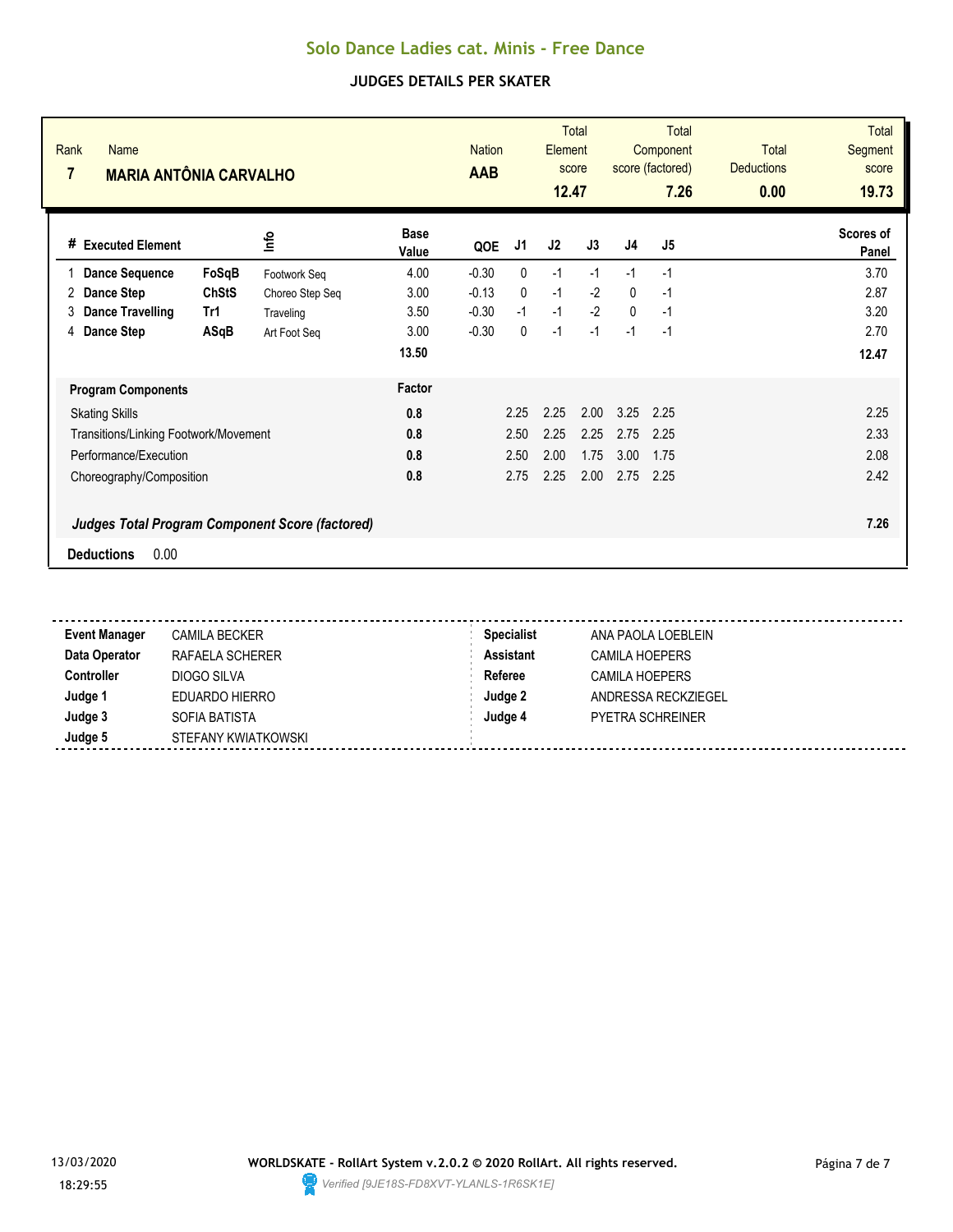# Solo Dance Ladies cat. Minis - Free Dance

## JUDGES DETAILS PER SKATER

| Rank | Name | Nation | Total Element score | Total Component score (factored) | Total Deductions | Total Segment score |
|---|---|---|---|---|---|---|
| 7 | MARIA ANTÔNIA CARVALHO | AAB | 12.47 | 7.26 | 0.00 | 19.73 |

| # | Executed Element | | Info | Base Value | QOE | J1 | J2 | J3 | J4 | J5 | Scores of Panel |
|---|---|---|---|---|---|---|---|---|---|---|---|
| 1 | Dance Sequence | FoSqB | Footwork Seq | 4.00 | -0.30 | 0 | -1 | -1 | -1 | -1 | 3.70 |
| 2 | Dance Step | ChStS | Choreo Step Seq | 3.00 | -0.13 | 0 | -1 | -2 | 0 | -1 | 2.87 |
| 3 | Dance Travelling | Tr1 | Traveling | 3.50 | -0.30 | -1 | -1 | -2 | 0 | -1 | 3.20 |
| 4 | Dance Step | ASqB | Art Foot Seq | 3.00 | -0.30 | 0 | -1 | -1 | -1 | -1 | 2.70 |
| | | | | 13.50 | | | | | | | 12.47 |

| Program Components | Factor | J1 | J2 | J3 | J4 | J5 | |
|---|---|---|---|---|---|---|---|
| Skating Skills | 0.8 | 2.25 | 2.25 | 2.00 | 3.25 | 2.25 | 2.25 |
| Transitions/Linking Footwork/Movement | 0.8 | 2.50 | 2.25 | 2.25 | 2.75 | 2.25 | 2.33 |
| Performance/Execution | 0.8 | 2.50 | 2.00 | 1.75 | 3.00 | 1.75 | 2.08 |
| Choreography/Composition | 0.8 | 2.75 | 2.25 | 2.00 | 2.75 | 2.25 | 2.42 |

***Judges Total Program Component Score (factored)*** 7.26

**Deductions** 0.00

| | | | |
|---|---|---|---|
| **Event Manager** | CAMILA BECKER | **Specialist** | ANA PAOLA LOEBLEIN |
| **Data Operator** | RAFAELA SCHERER | **Assistant** | CAMILA HOEPERS |
| **Controller** | DIOGO SILVA | **Referee** | CAMILA HOEPERS |
| **Judge 1** | EDUARDO HIERRO | **Judge 2** | ANDRESSA RECKZIEGEL |
| **Judge 3** | SOFIA BATISTA | **Judge 4** | PYETRA SCHREINER |
| **Judge 5** | STEFANY KWIATKOWSKI | | |

13/03/2020 18:29:55

**WORLDSKATE - RollArt System v.2.0.2 © 2020 RollArt. All rights reserved.**

*Verified [9JE18S-FD8XVT-YLANLS-1R6SK1E]*